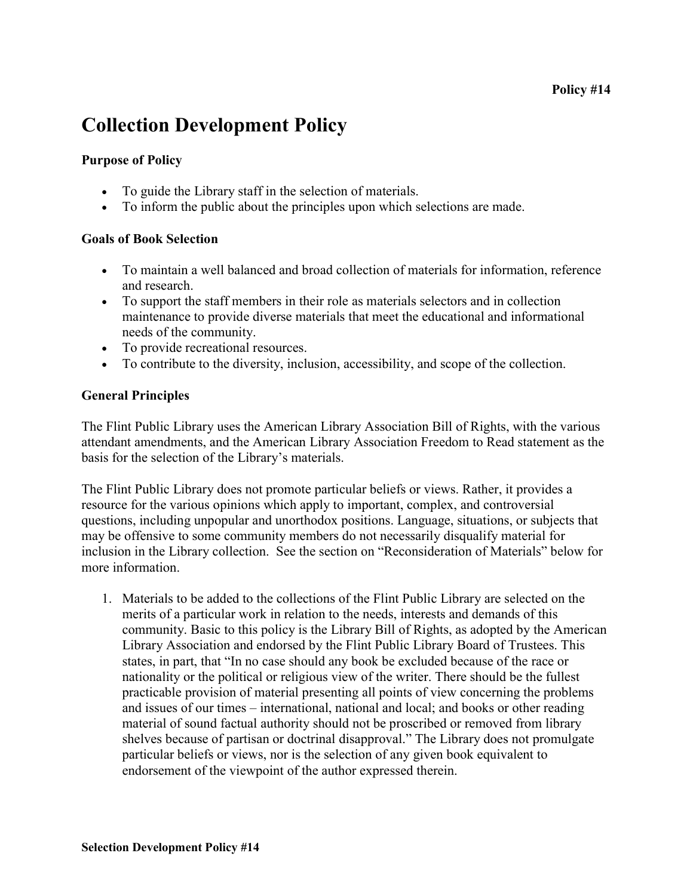**Policy #14**

# Collection Development Policy

**Purpose of Policy**

- To guide the Library staff in the selection of materials.
- To inform the public about the principles upon which selections are made.

**Goals of Book Selection**

- To maintain a well balanced and broad collection of materials for information, reference and research.
- To support the staff members in their role as materials selectors and in collection maintenance to provide diverse materials that meet the educational and informational needs of the community.
- To provide recreational resources.
- To contribute to the diversity, inclusion, accessibility, and scope of the collection.

**General Principles**

The Flint Public Library uses the American Library Association Bill of Rights, with the various attendant amendments, and the American Library Association Freedom to Read statement as the basis for the selection of the Library's materials.

The Flint Public Library does not promote particular beliefs or views. Rather, it provides a resource for the various opinions which apply to important, complex, and controversial questions, including unpopular and unorthodox positions. Language, situations, or subjects that may be offensive to some community members do not necessarily disqualify material for inclusion in the Library collection. See the section on "Reconsideration of Materials" below for more information.

1. Materials to be added to the collections of the Flint Public Library are selected on the merits of a particular work in relation to the needs, interests and demands of this community. Basic to this policy is the Library Bill of Rights, as adopted by the American Library Association and endorsed by the Flint Public Library Board of Trustees. This states, in part, that "In no case should any book be excluded because of the race or nationality or the political or religious view of the writer. There should be the fullest practicable provision of material presenting all points of view concerning the problems and issues of our times – international, national and local; and books or other reading material of sound factual authority should not be proscribed or removed from library shelves because of partisan or doctrinal disapproval." The Library does not promulgate particular beliefs or views, nor is the selection of any given book equivalent to endorsement of the viewpoint of the author expressed therein.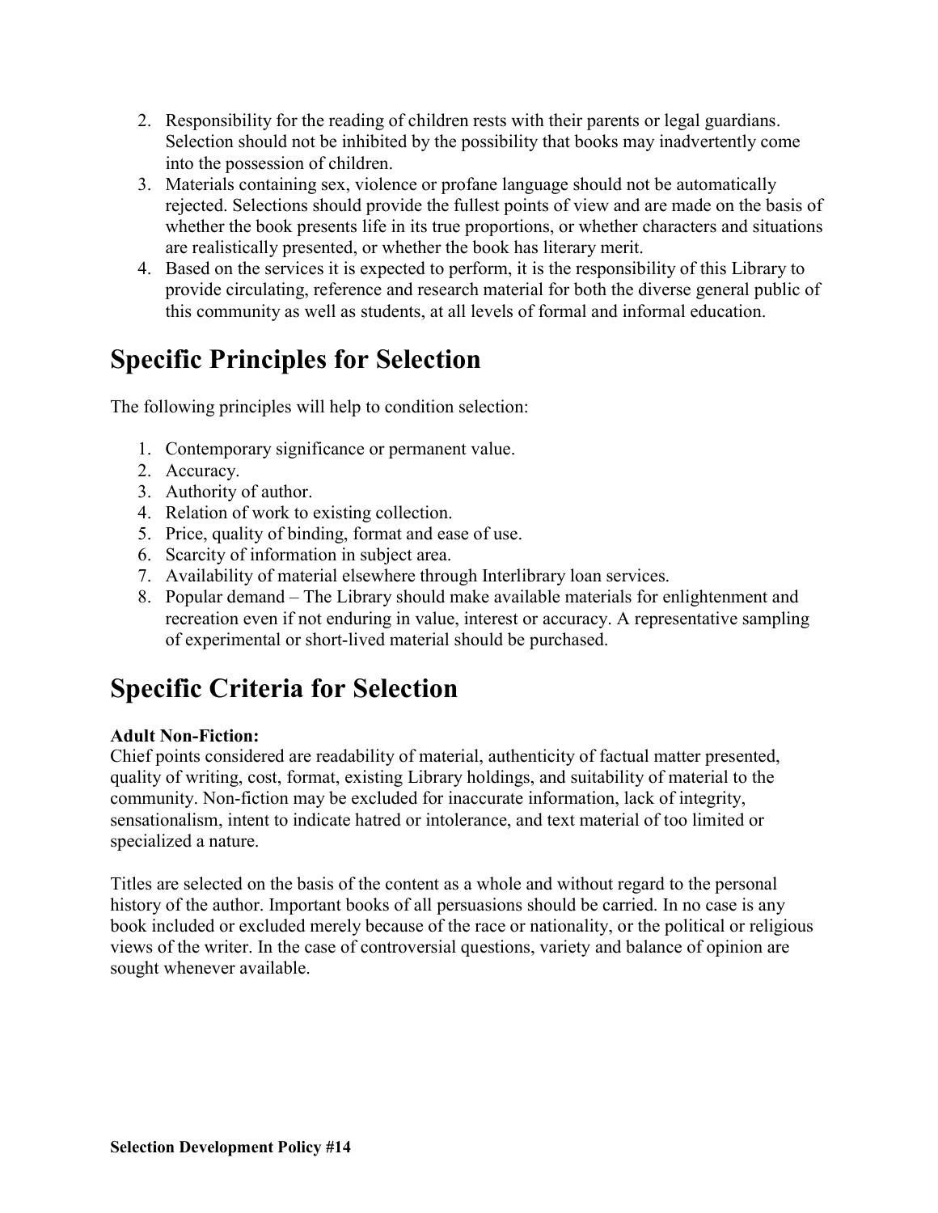2. Responsibility for the reading of children rests with their parents or legal guardians. Selection should not be inhibited by the possibility that books may inadvertently come into the possession of children.
3. Materials containing sex, violence or profane language should not be automatically rejected. Selections should provide the fullest points of view and are made on the basis of whether the book presents life in its true proportions, or whether characters and situations are realistically presented, or whether the book has literary merit.
4. Based on the services it is expected to perform, it is the responsibility of this Library to provide circulating, reference and research material for both the diverse general public of this community as well as students, at all levels of formal and informal education.

## Specific Principles for Selection

The following principles will help to condition selection:

1. Contemporary significance or permanent value.
2. Accuracy.
3. Authority of author.
4. Relation of work to existing collection.
5. Price, quality of binding, format and ease of use.
6. Scarcity of information in subject area.
7. Availability of material elsewhere through Interlibrary loan services.
8. Popular demand – The Library should make available materials for enlightenment and recreation even if not enduring in value, interest or accuracy. A representative sampling of experimental or short-lived material should be purchased.

## Specific Criteria for Selection

**Adult Non-Fiction:**
Chief points considered are readability of material, authenticity of factual matter presented, quality of writing, cost, format, existing Library holdings, and suitability of material to the community. Non-fiction may be excluded for inaccurate information, lack of integrity, sensationalism, intent to indicate hatred or intolerance, and text material of too limited or specialized a nature.

Titles are selected on the basis of the content as a whole and without regard to the personal history of the author. Important books of all persuasions should be carried. In no case is any book included or excluded merely because of the race or nationality, or the political or religious views of the writer. In the case of controversial questions, variety and balance of opinion are sought whenever available.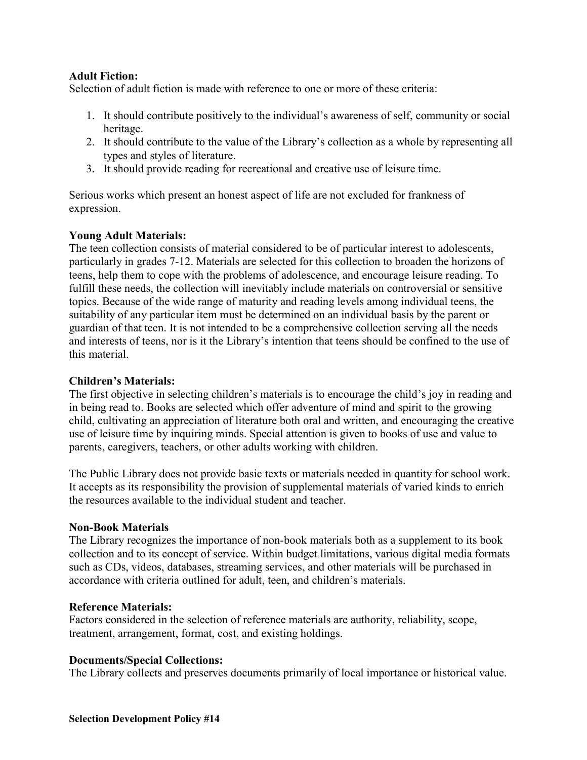**Adult Fiction:**
Selection of adult fiction is made with reference to one or more of these criteria:

1. It should contribute positively to the individual's awareness of self, community or social heritage.
2. It should contribute to the value of the Library's collection as a whole by representing all types and styles of literature.
3. It should provide reading for recreational and creative use of leisure time.

Serious works which present an honest aspect of life are not excluded for frankness of expression.

**Young Adult Materials:**
The teen collection consists of material considered to be of particular interest to adolescents, particularly in grades 7-12. Materials are selected for this collection to broaden the horizons of teens, help them to cope with the problems of adolescence, and encourage leisure reading. To fulfill these needs, the collection will inevitably include materials on controversial or sensitive topics. Because of the wide range of maturity and reading levels among individual teens, the suitability of any particular item must be determined on an individual basis by the parent or guardian of that teen. It is not intended to be a comprehensive collection serving all the needs and interests of teens, nor is it the Library's intention that teens should be confined to the use of this material.

**Children's Materials:**
The first objective in selecting children's materials is to encourage the child's joy in reading and in being read to. Books are selected which offer adventure of mind and spirit to the growing child, cultivating an appreciation of literature both oral and written, and encouraging the creative use of leisure time by inquiring minds. Special attention is given to books of use and value to parents, caregivers, teachers, or other adults working with children.

The Public Library does not provide basic texts or materials needed in quantity for school work. It accepts as its responsibility the provision of supplemental materials of varied kinds to enrich the resources available to the individual student and teacher.

**Non-Book Materials**
The Library recognizes the importance of non-book materials both as a supplement to its book collection and to its concept of service. Within budget limitations, various digital media formats such as CDs, videos, databases, streaming services, and other materials will be purchased in accordance with criteria outlined for adult, teen, and children's materials.

**Reference Materials:**
Factors considered in the selection of reference materials are authority, reliability, scope, treatment, arrangement, format, cost, and existing holdings.

**Documents/Special Collections:**
The Library collects and preserves documents primarily of local importance or historical value.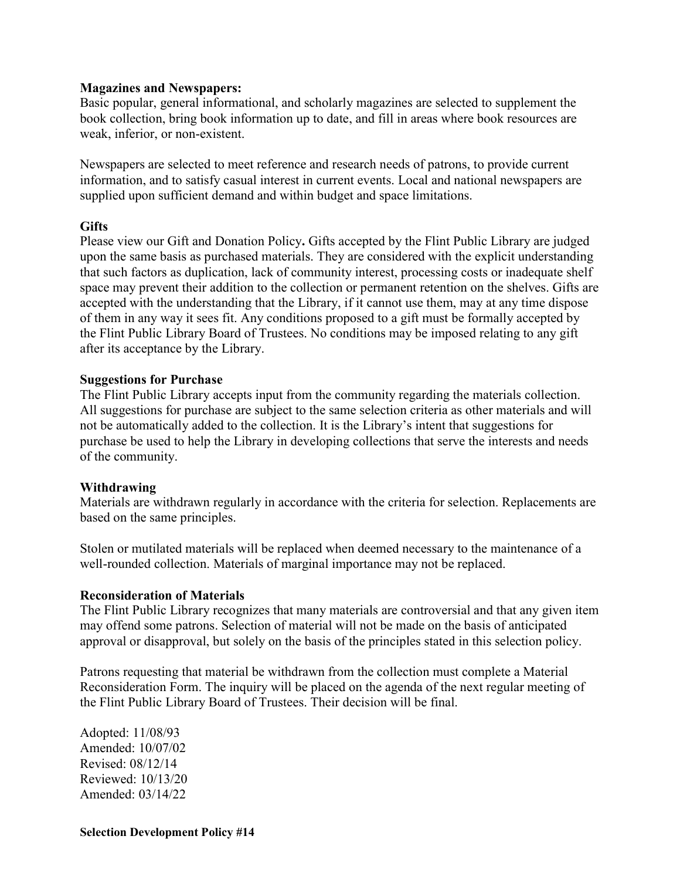**Magazines and Newspapers:**
Basic popular, general informational, and scholarly magazines are selected to supplement the book collection, bring book information up to date, and fill in areas where book resources are weak, inferior, or non-existent.

Newspapers are selected to meet reference and research needs of patrons, to provide current information, and to satisfy casual interest in current events. Local and national newspapers are supplied upon sufficient demand and within budget and space limitations.

**Gifts**
Please view our Gift and Donation Policy**.** Gifts accepted by the Flint Public Library are judged upon the same basis as purchased materials. They are considered with the explicit understanding that such factors as duplication, lack of community interest, processing costs or inadequate shelf space may prevent their addition to the collection or permanent retention on the shelves. Gifts are accepted with the understanding that the Library, if it cannot use them, may at any time dispose of them in any way it sees fit. Any conditions proposed to a gift must be formally accepted by the Flint Public Library Board of Trustees. No conditions may be imposed relating to any gift after its acceptance by the Library.

**Suggestions for Purchase**
The Flint Public Library accepts input from the community regarding the materials collection. All suggestions for purchase are subject to the same selection criteria as other materials and will not be automatically added to the collection. It is the Library's intent that suggestions for purchase be used to help the Library in developing collections that serve the interests and needs of the community.

**Withdrawing**
Materials are withdrawn regularly in accordance with the criteria for selection. Replacements are based on the same principles.

Stolen or mutilated materials will be replaced when deemed necessary to the maintenance of a well-rounded collection. Materials of marginal importance may not be replaced.

**Reconsideration of Materials**
The Flint Public Library recognizes that many materials are controversial and that any given item may offend some patrons. Selection of material will not be made on the basis of anticipated approval or disapproval, but solely on the basis of the principles stated in this selection policy.

Patrons requesting that material be withdrawn from the collection must complete a Material Reconsideration Form. The inquiry will be placed on the agenda of the next regular meeting of the Flint Public Library Board of Trustees. Their decision will be final.

Adopted: 11/08/93
Amended: 10/07/02
Revised: 08/12/14
Reviewed: 10/13/20
Amended: 03/14/22

**Selection Development Policy #14**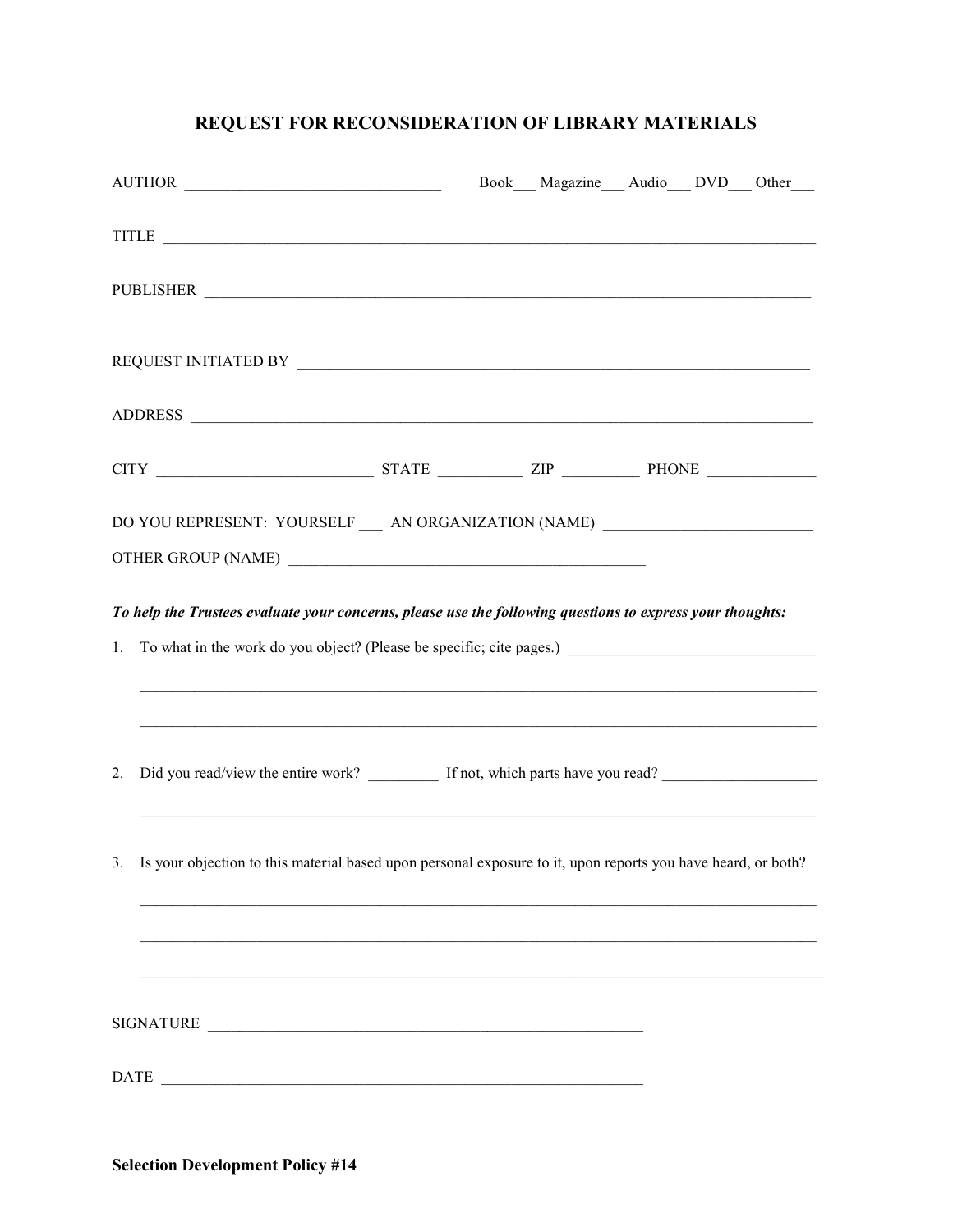# REQUEST FOR RECONSIDERATION OF LIBRARY MATERIALS

AUTHOR _______________________________ Book___ Magazine___ Audio___ DVD___ Other___

TITLE ___________________________________________________________________________________

PUBLISHER _______________________________________________________________________________

REQUEST INITIATED BY _____________________________________________________________________

ADDRESS ________________________________________________________________________________

CITY __________________________ STATE __________ ZIP _________ PHONE _____________

DO YOU REPRESENT: YOURSELF ___ AN ORGANIZATION (NAME) _________________________

OTHER GROUP (NAME) ____________________________________________

***To help the Trustees evaluate your concerns, please use the following questions to express your thoughts:***

1. To what in the work do you object? (Please be specific; cite pages.) _______________________________

   _____________________________________________________________________________________

   _____________________________________________________________________________________

2. Did you read/view the entire work? _________ If not, which parts have you read? ___________________

   _____________________________________________________________________________________

3. Is your objection to this material based upon personal exposure to it, upon reports you have heard, or both?

   _____________________________________________________________________________________

   _____________________________________________________________________________________

   _____________________________________________________________________________________

SIGNATURE _______________________________________________________

DATE ___________________________________________________________

**Selection Development Policy #14**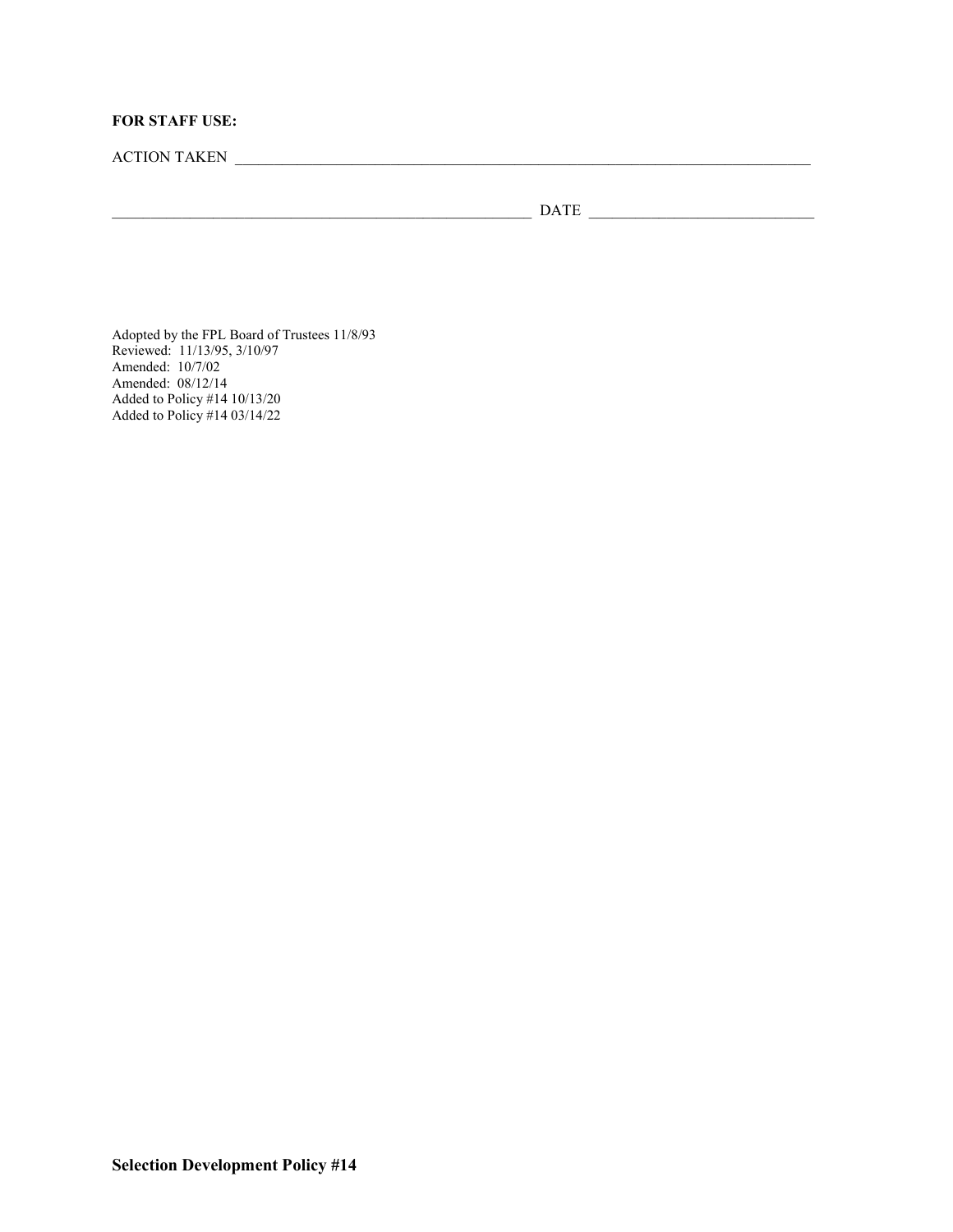**FOR STAFF USE:**

ACTION TAKEN ________________________________________________________________________________

__________________________________________________________ DATE ______________________________

Adopted by the FPL Board of Trustees 11/8/93
Reviewed: 11/13/95, 3/10/97
Amended: 10/7/02
Amended: 08/12/14
Added to Policy #14 10/13/20
Added to Policy #14 03/14/22

**Selection Development Policy #14**